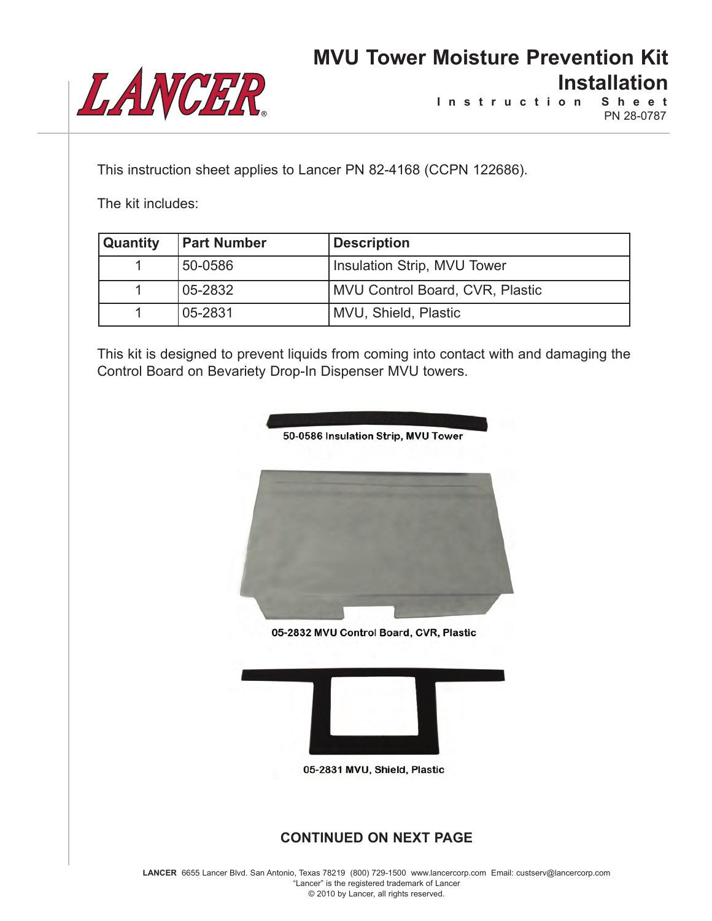# MVU Tower Moisture Prevention Kit Installation

Instruction Sheet

PN 28-0787

This instruction sheet applies to Lancer PN 82-4168 (CCPN 122686).

The kit includes:

| Quantity | Part Number | Description |
|---|---|---|
| 1 | 50-0586 | Insulation Strip, MVU Tower |
| 1 | 05-2832 | MVU Control Board, CVR, Plastic |
| 1 | 05-2831 | MVU, Shield, Plastic |

This kit is designed to prevent liquids from coming into contact with and damaging the Control Board on Bevariety Drop-In Dispenser MVU towers.

50-0586 Insulation Strip, MVU Tower

05-2832 MVU Control Board, CVR, Plastic

05-2831 MVU, Shield, Plastic

**CONTINUED ON NEXT PAGE**

**LANCER** 6655 Lancer Blvd. San Antonio, Texas 78219 (800) 729-1500 www.lancercorp.com Email: custserv@lancercorp.com
"Lancer" is the registered trademark of Lancer
© 2010 by Lancer, all rights reserved.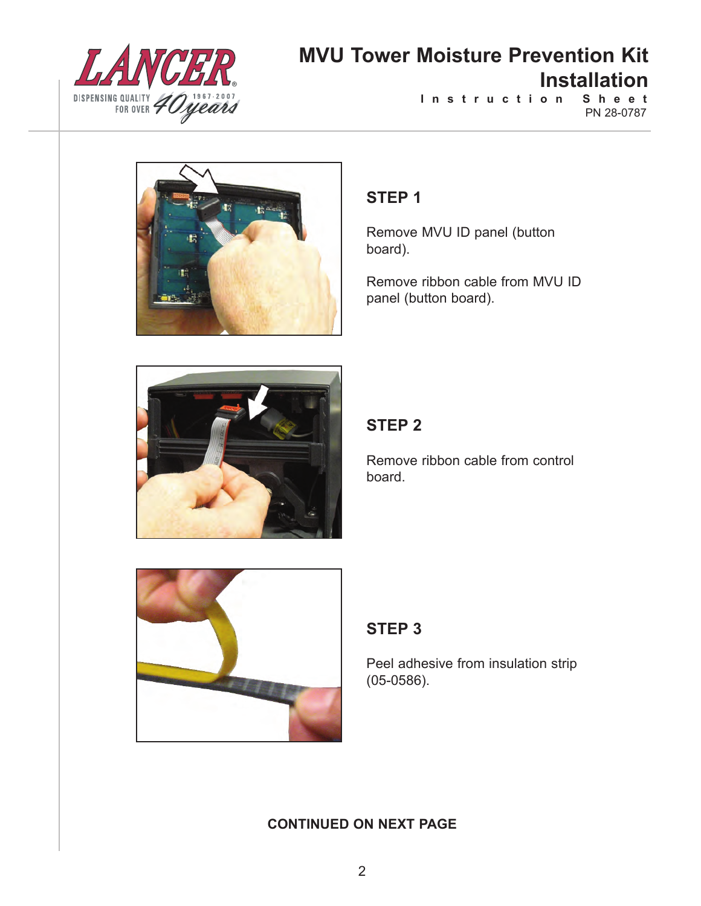## STEP 1

Remove MVU ID panel (button board).

Remove ribbon cable from MVU ID panel (button board).

## STEP 2

Remove ribbon cable from control board.

## STEP 3

Peel adhesive from insulation strip (05-0586).

**CONTINUED ON NEXT PAGE**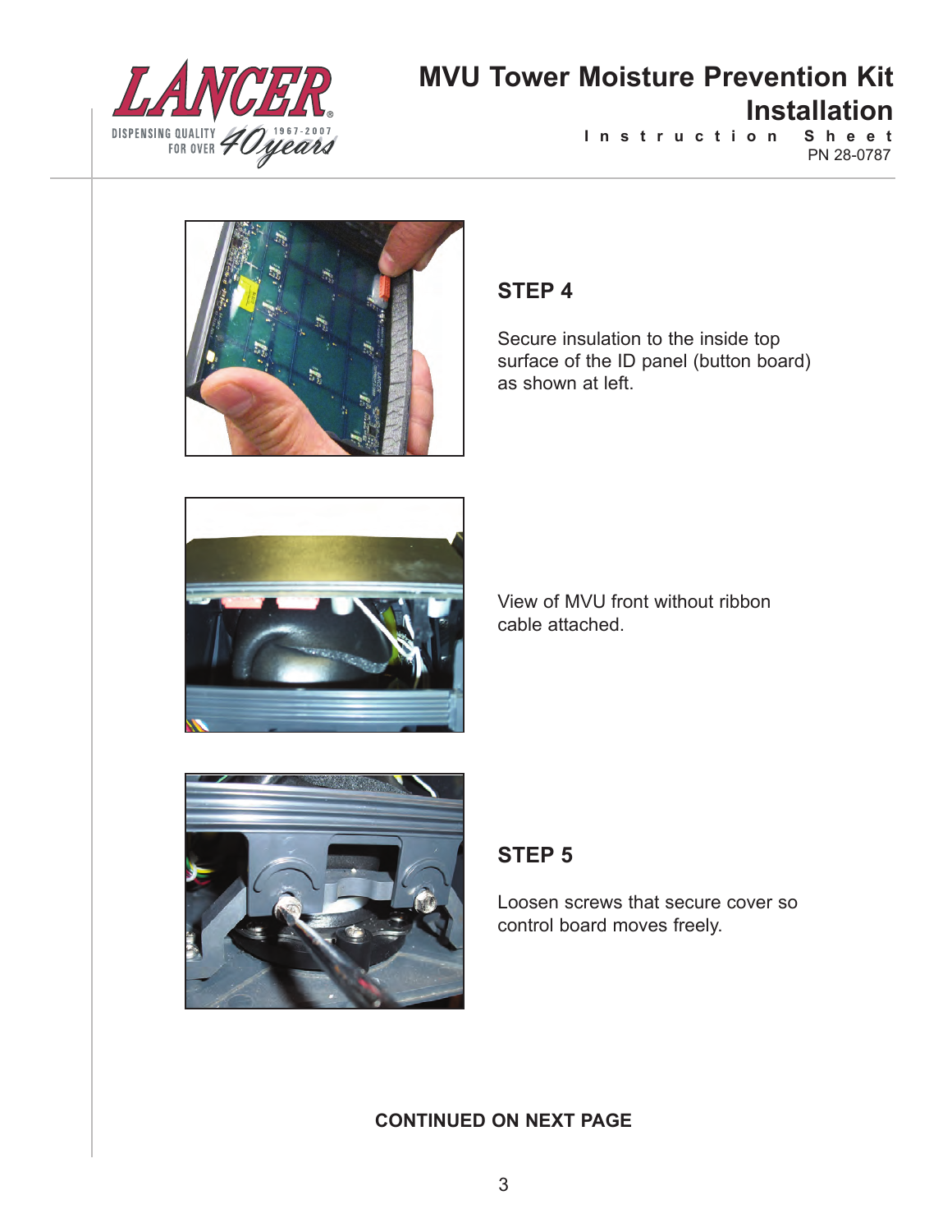## STEP 4

Secure insulation to the inside top surface of the ID panel (button board) as shown at left.

View of MVU front without ribbon cable attached.

## STEP 5

Loosen screws that secure cover so control board moves freely.

**CONTINUED ON NEXT PAGE**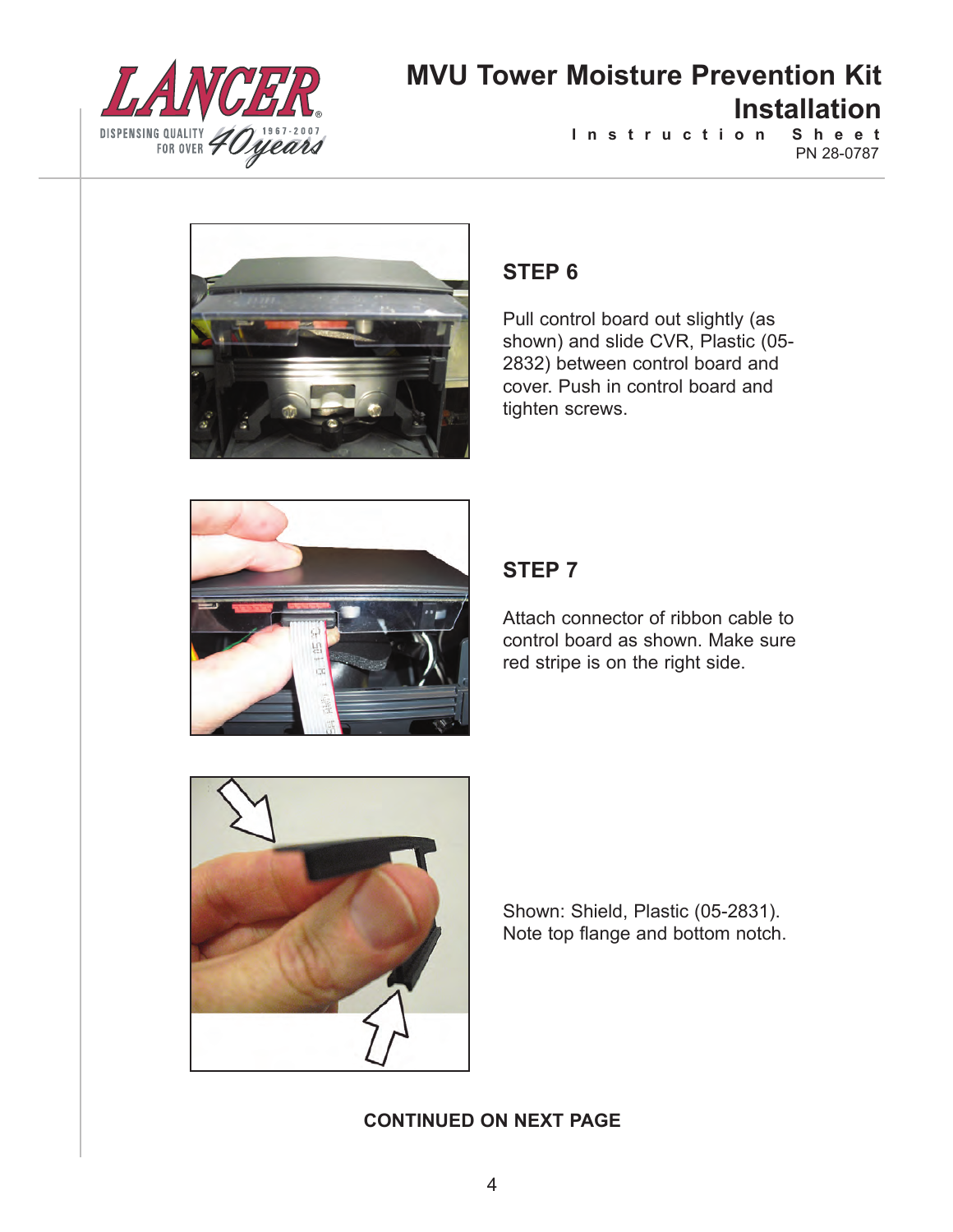## STEP 6

Pull control board out slightly (as shown) and slide CVR, Plastic (05-2832) between control board and cover. Push in control board and tighten screws.

## STEP 7

Attach connector of ribbon cable to control board as shown. Make sure red stripe is on the right side.

Shown: Shield, Plastic (05-2831). Note top flange and bottom notch.

**CONTINUED ON NEXT PAGE**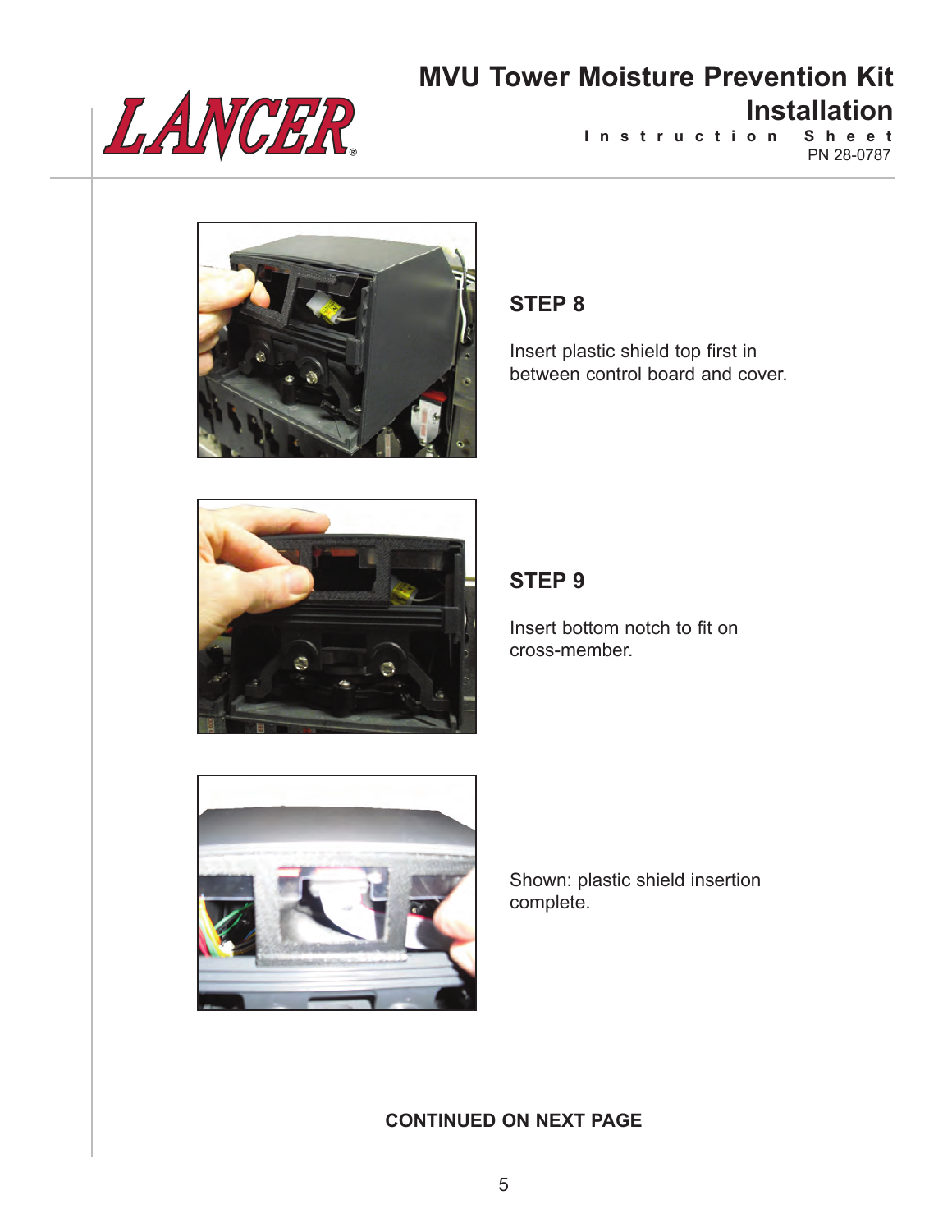### STEP 8

Insert plastic shield top first in between control board and cover.

### STEP 9

Insert bottom notch to fit on cross-member.

Shown: plastic shield insertion complete.

**CONTINUED ON NEXT PAGE**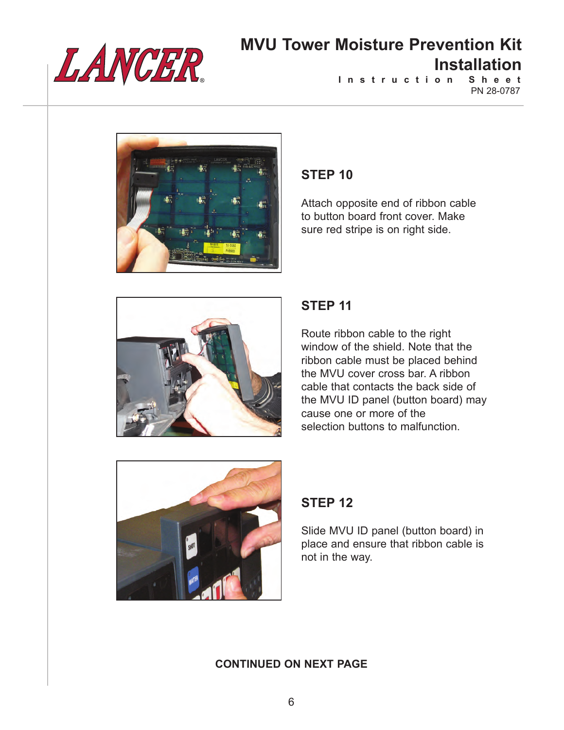## STEP 10

Attach opposite end of ribbon cable to button board front cover. Make sure red stripe is on right side.

## STEP 11

Route ribbon cable to the right window of the shield. Note that the ribbon cable must be placed behind the MVU cover cross bar. A ribbon cable that contacts the back side of the MVU ID panel (button board) may cause one or more of the selection buttons to malfunction.

## STEP 12

Slide MVU ID panel (button board) in place and ensure that ribbon cable is not in the way.

**CONTINUED ON NEXT PAGE**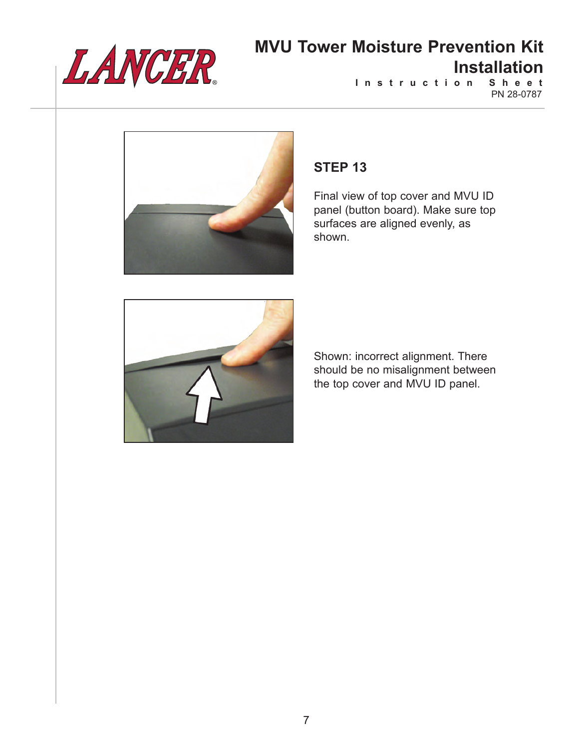### STEP 13

Final view of top cover and MVU ID panel (button board). Make sure top surfaces are aligned evenly, as shown.

Shown: incorrect alignment. There should be no misalignment between the top cover and MVU ID panel.